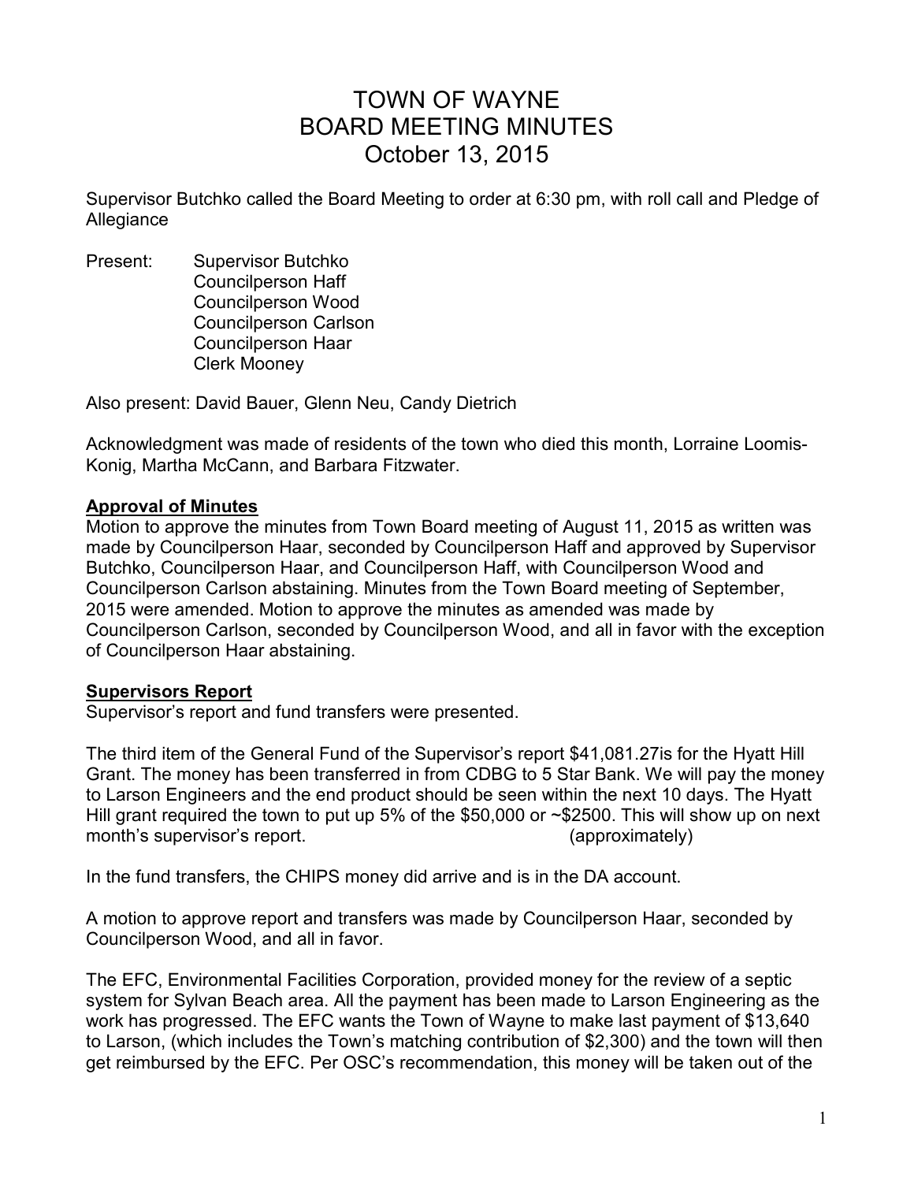# TOWN OF WAYNE
# BOARD MEETING MINUTES
# October 13, 2015

Supervisor Butchko called the Board Meeting to order at 6:30 pm, with roll call and Pledge of Allegiance

Present: Supervisor Butchko
Councilperson Haff
Councilperson Wood
Councilperson Carlson
Councilperson Haar
Clerk Mooney

Also present: David Bauer, Glenn Neu, Candy Dietrich

Acknowledgment was made of residents of the town who died this month, Lorraine Loomis-Konig, Martha McCann, and Barbara Fitzwater.

**Approval of Minutes**

Motion to approve the minutes from Town Board meeting of August 11, 2015 as written was made by Councilperson Haar, seconded by Councilperson Haff and approved by Supervisor Butchko, Councilperson Haar, and Councilperson Haff, with Councilperson Wood and Councilperson Carlson abstaining. Minutes from the Town Board meeting of September, 2015 were amended. Motion to approve the minutes as amended was made by Councilperson Carlson, seconded by Councilperson Wood, and all in favor with the exception of Councilperson Haar abstaining.

**Supervisors Report**

Supervisor's report and fund transfers were presented.

The third item of the General Fund of the Supervisor's report $41,081.27is for the Hyatt Hill Grant. The money has been transferred in from CDBG to 5 Star Bank. We will pay the money to Larson Engineers and the end product should be seen within the next 10 days. The Hyatt Hill grant required the town to put up 5% of the $50,000 or ~$2500. This will show up on next month's supervisor's report. (approximately)

In the fund transfers, the CHIPS money did arrive and is in the DA account.

A motion to approve report and transfers was made by Councilperson Haar, seconded by Councilperson Wood, and all in favor.

The EFC, Environmental Facilities Corporation, provided money for the review of a septic system for Sylvan Beach area. All the payment has been made to Larson Engineering as the work has progressed. The EFC wants the Town of Wayne to make last payment of $13,640 to Larson, (which includes the Town's matching contribution of $2,300) and the town will then get reimbursed by the EFC. Per OSC's recommendation, this money will be taken out of the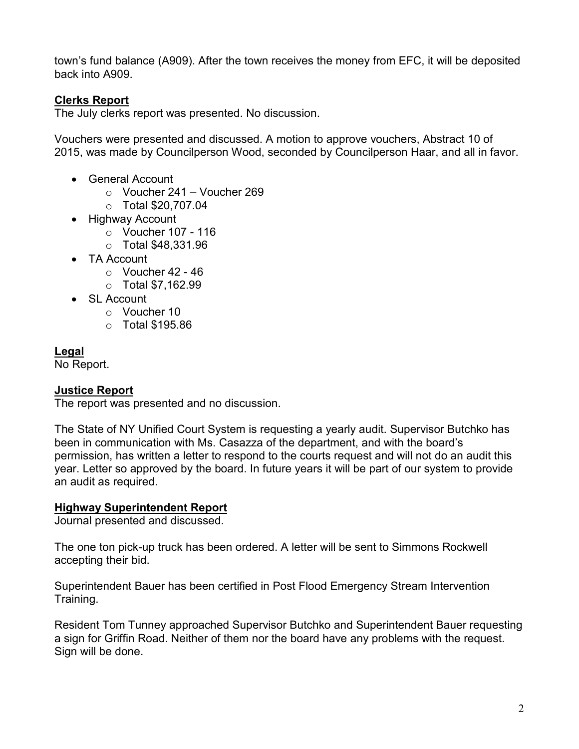town's fund balance (A909). After the town receives the money from EFC, it will be deposited back into A909.

**Clerks Report**

The July clerks report was presented. No discussion.

Vouchers were presented and discussed. A motion to approve vouchers, Abstract 10 of 2015, was made by Councilperson Wood, seconded by Councilperson Haar, and all in favor.

- General Account
  - Voucher 241 – Voucher 269
  - Total $20,707.04
- Highway Account
  - Voucher 107 - 116
  - Total $48,331.96
- TA Account
  - Voucher 42 - 46
  - Total $7,162.99
- SL Account
  - Voucher 10
  - Total $195.86

**Legal**

No Report.

**Justice Report**

The report was presented and no discussion.

The State of NY Unified Court System is requesting a yearly audit. Supervisor Butchko has been in communication with Ms. Casazza of the department, and with the board's permission, has written a letter to respond to the courts request and will not do an audit this year. Letter so approved by the board. In future years it will be part of our system to provide an audit as required.

**Highway Superintendent Report**

Journal presented and discussed.

The one ton pick-up truck has been ordered. A letter will be sent to Simmons Rockwell accepting their bid.

Superintendent Bauer has been certified in Post Flood Emergency Stream Intervention Training.

Resident Tom Tunney approached Supervisor Butchko and Superintendent Bauer requesting a sign for Griffin Road. Neither of them nor the board have any problems with the request. Sign will be done.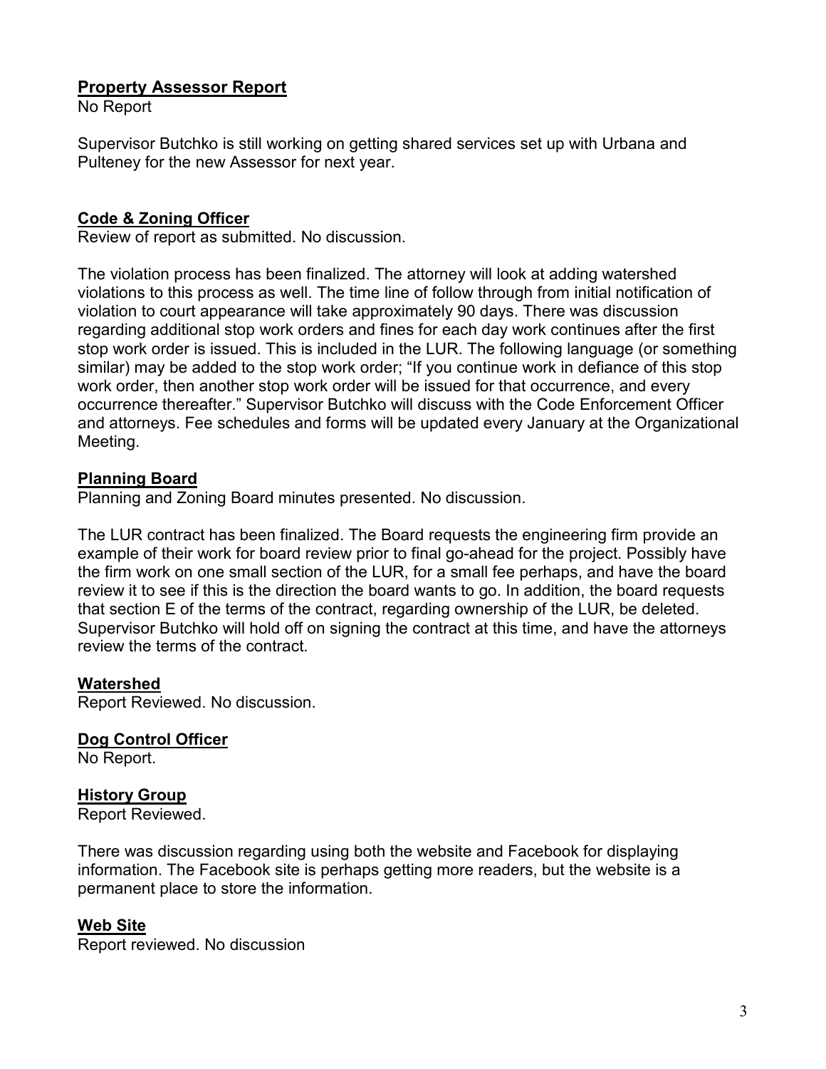## Property Assessor Report

No Report

Supervisor Butchko is still working on getting shared services set up with Urbana and Pulteney for the new Assessor for next year.

## Code & Zoning Officer

Review of report as submitted. No discussion.

The violation process has been finalized. The attorney will look at adding watershed violations to this process as well. The time line of follow through from initial notification of violation to court appearance will take approximately 90 days. There was discussion regarding additional stop work orders and fines for each day work continues after the first stop work order is issued. This is included in the LUR. The following language (or something similar) may be added to the stop work order; "If you continue work in defiance of this stop work order, then another stop work order will be issued for that occurrence, and every occurrence thereafter." Supervisor Butchko will discuss with the Code Enforcement Officer and attorneys. Fee schedules and forms will be updated every January at the Organizational Meeting.

## Planning Board

Planning and Zoning Board minutes presented. No discussion.

The LUR contract has been finalized. The Board requests the engineering firm provide an example of their work for board review prior to final go-ahead for the project. Possibly have the firm work on one small section of the LUR, for a small fee perhaps, and have the board review it to see if this is the direction the board wants to go. In addition, the board requests that section E of the terms of the contract, regarding ownership of the LUR, be deleted. Supervisor Butchko will hold off on signing the contract at this time, and have the attorneys review the terms of the contract.

## Watershed

Report Reviewed. No discussion.

## Dog Control Officer

No Report.

## History Group

Report Reviewed.

There was discussion regarding using both the website and Facebook for displaying information. The Facebook site is perhaps getting more readers, but the website is a permanent place to store the information.

## Web Site

Report reviewed. No discussion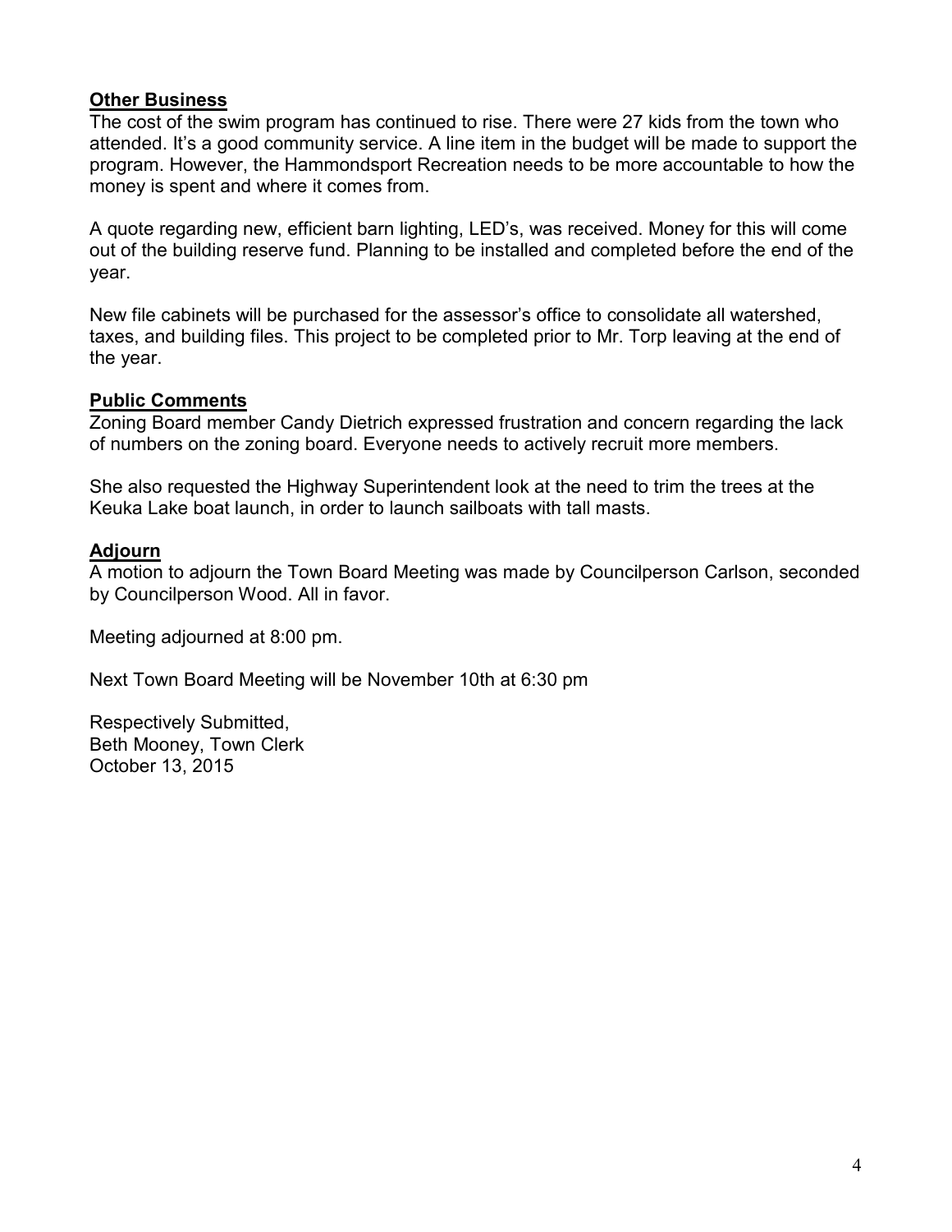**Other Business**

The cost of the swim program has continued to rise. There were 27 kids from the town who attended. It's a good community service. A line item in the budget will be made to support the program. However, the Hammondsport Recreation needs to be more accountable to how the money is spent and where it comes from.

A quote regarding new, efficient barn lighting, LED's, was received. Money for this will come out of the building reserve fund. Planning to be installed and completed before the end of the year.

New file cabinets will be purchased for the assessor's office to consolidate all watershed, taxes, and building files. This project to be completed prior to Mr. Torp leaving at the end of the year.

**Public Comments**

Zoning Board member Candy Dietrich expressed frustration and concern regarding the lack of numbers on the zoning board. Everyone needs to actively recruit more members.

She also requested the Highway Superintendent look at the need to trim the trees at the Keuka Lake boat launch, in order to launch sailboats with tall masts.

**Adjourn**

A motion to adjourn the Town Board Meeting was made by Councilperson Carlson, seconded by Councilperson Wood. All in favor.

Meeting adjourned at 8:00 pm.

Next Town Board Meeting will be November 10th at 6:30 pm

Respectively Submitted,
Beth Mooney, Town Clerk
October 13, 2015